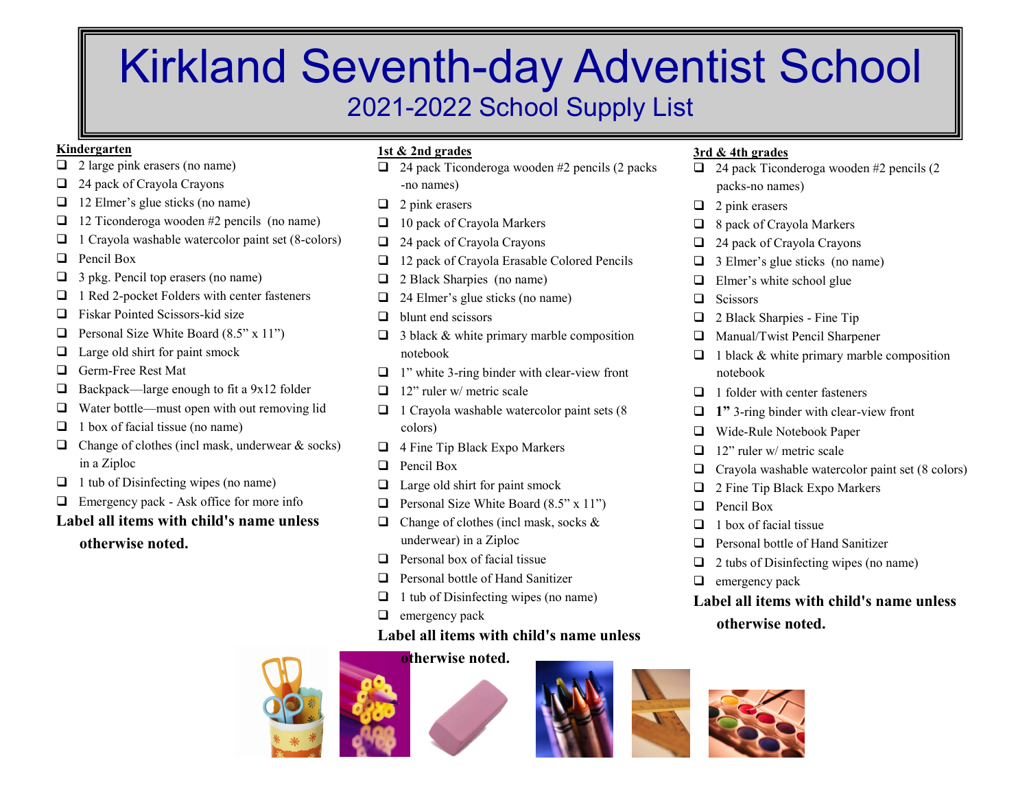# Kirkland Seventh-day Adventist School

## 2021-2022 School Supply List

### Kindergarten

- ❑ 2 large pink erasers (no name)
- ❑ 24 pack of Crayola Crayons
- ❑ 12 Elmer's glue sticks (no name)
- ❑ 12 Ticonderoga wooden #2 pencils (no name)
- ❑ 1 Crayola washable watercolor paint set (8-colors)
- ❑ Pencil Box
- ❑ 3 pkg. Pencil top erasers (no name)
- ❑ 1 Red 2-pocket Folders with center fasteners
- ❑ Fiskar Pointed Scissors-kid size
- ❑ Personal Size White Board (8.5" x 11")
- ❑ Large old shirt for paint smock
- ❑ Germ-Free Rest Mat
- ❑ Backpack—large enough to fit a 9x12 folder
- ❑ Water bottle—must open with out removing lid
- ❑ 1 box of facial tissue (no name)
- ❑ Change of clothes (incl mask, underwear & socks) in a Ziploc
- ❑ 1 tub of Disinfecting wipes (no name)
- ❑ Emergency pack - Ask office for more info

**Label all items with child's name unless otherwise noted.**

### 1st & 2nd grades

- ❑ 24 pack Ticonderoga wooden #2 pencils (2 packs -no names)
- ❑ 2 pink erasers
- ❑ 10 pack of Crayola Markers
- ❑ 24 pack of Crayola Crayons
- ❑ 12 pack of Crayola Erasable Colored Pencils
- ❑ 2 Black Sharpies (no name)
- ❑ 24 Elmer's glue sticks (no name)
- ❑ blunt end scissors
- ❑ 3 black & white primary marble composition notebook
- ❑ 1" white 3-ring binder with clear-view front
- ❑ 12" ruler w/ metric scale
- ❑ 1 Crayola washable watercolor paint sets (8 colors)
- ❑ 4 Fine Tip Black Expo Markers
- ❑ Pencil Box
- ❑ Large old shirt for paint smock
- ❑ Personal Size White Board (8.5" x 11")
- ❑ Change of clothes (incl mask, socks & underwear) in a Ziploc
- ❑ Personal box of facial tissue
- ❑ Personal bottle of Hand Sanitizer
- ❑ 1 tub of Disinfecting wipes (no name)
- ❑ emergency pack

**Label all items with child's name unless otherwise noted.**

### 3rd & 4th grades

- ❑ 24 pack Ticonderoga wooden #2 pencils (2 packs-no names)
- ❑ 2 pink erasers
- ❑ 8 pack of Crayola Markers
- ❑ 24 pack of Crayola Crayons
- ❑ 3 Elmer's glue sticks (no name)
- ❑ Elmer's white school glue
- ❑ Scissors
- ❑ 2 Black Sharpies - Fine Tip
- ❑ Manual/Twist Pencil Sharpener
- ❑ 1 black & white primary marble composition notebook
- ❑ 1 folder with center fasteners
- ❑ **1"** 3-ring binder with clear-view front
- ❑ Wide-Rule Notebook Paper
- ❑ 12" ruler w/ metric scale
- ❑ Crayola washable watercolor paint set (8 colors)
- ❑ 2 Fine Tip Black Expo Markers
- ❑ Pencil Box
- ❑ 1 box of facial tissue
- ❑ Personal bottle of Hand Sanitizer
- ❑ 2 tubs of Disinfecting wipes (no name)
- ❑ emergency pack

**Label all items with child's name unless otherwise noted.**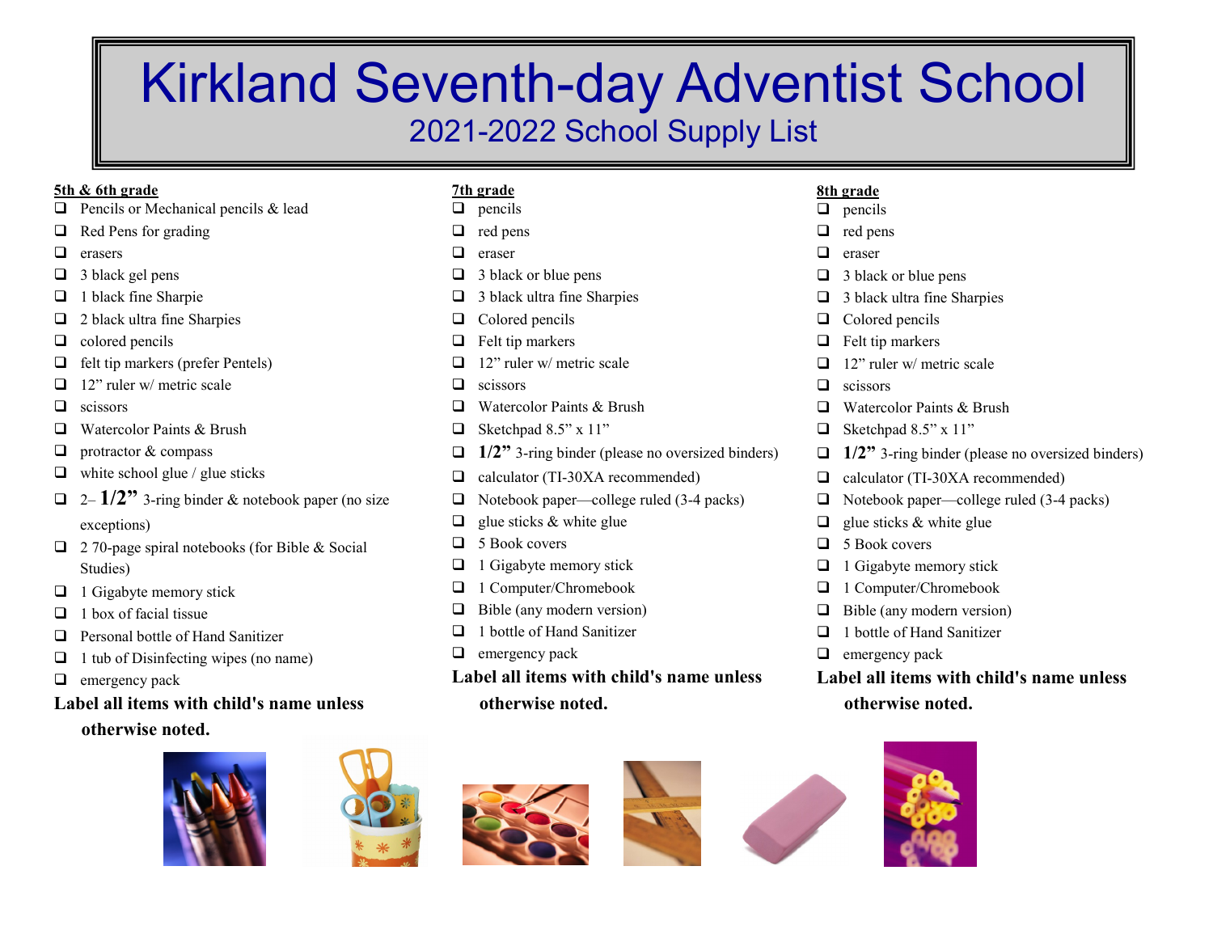# Kirkland Seventh-day Adventist School

## 2021-2022 School Supply List

**5th & 6th grade**

- ❑ Pencils or Mechanical pencils & lead
- ❑ Red Pens for grading
- ❑ erasers
- ❑ 3 black gel pens
- ❑ 1 black fine Sharpie
- ❑ 2 black ultra fine Sharpies
- ❑ colored pencils
- ❑ felt tip markers (prefer Pentels)
- ❑ 12" ruler w/ metric scale
- ❑ scissors
- ❑ Watercolor Paints & Brush
- ❑ protractor & compass
- ❑ white school glue / glue sticks
- ❑ 2– **1/2"** 3-ring binder & notebook paper (no size exceptions)
- ❑ 2 70-page spiral notebooks (for Bible & Social Studies)
- ❑ 1 Gigabyte memory stick
- ❑ 1 box of facial tissue
- ❑ Personal bottle of Hand Sanitizer
- ❑ 1 tub of Disinfecting wipes (no name)
- ❑ emergency pack

**Label all items with child's name unless otherwise noted.**

**7th grade**

- ❑ pencils
- ❑ red pens
- ❑ eraser
- ❑ 3 black or blue pens
- ❑ 3 black ultra fine Sharpies
- ❑ Colored pencils
- ❑ Felt tip markers
- ❑ 12" ruler w/ metric scale
- ❑ scissors
- ❑ Watercolor Paints & Brush
- ❑ Sketchpad 8.5" x 11"
- ❑ **1/2"** 3-ring binder (please no oversized binders)
- ❑ calculator (TI-30XA recommended)
- ❑ Notebook paper—college ruled (3-4 packs)
- ❑ glue sticks & white glue
- ❑ 5 Book covers
- ❑ 1 Gigabyte memory stick
- ❑ 1 Computer/Chromebook
- ❑ Bible (any modern version)
- ❑ 1 bottle of Hand Sanitizer
- ❑ emergency pack

**Label all items with child's name unless otherwise noted.**

**8th grade**

- ❑ pencils
- ❑ red pens
- ❑ eraser
- ❑ 3 black or blue pens
- ❑ 3 black ultra fine Sharpies
- ❑ Colored pencils
- ❑ Felt tip markers
- ❑ 12" ruler w/ metric scale
- ❑ scissors
- ❑ Watercolor Paints & Brush
- ❑ Sketchpad 8.5" x 11"
- ❑ **1/2"** 3-ring binder (please no oversized binders)
- ❑ calculator (TI-30XA recommended)
- ❑ Notebook paper—college ruled (3-4 packs)
- ❑ glue sticks & white glue
- ❑ 5 Book covers
- ❑ 1 Gigabyte memory stick
- ❑ 1 Computer/Chromebook
- ❑ Bible (any modern version)
- ❑ 1 bottle of Hand Sanitizer
- ❑ emergency pack

**Label all items with child's name unless otherwise noted.**